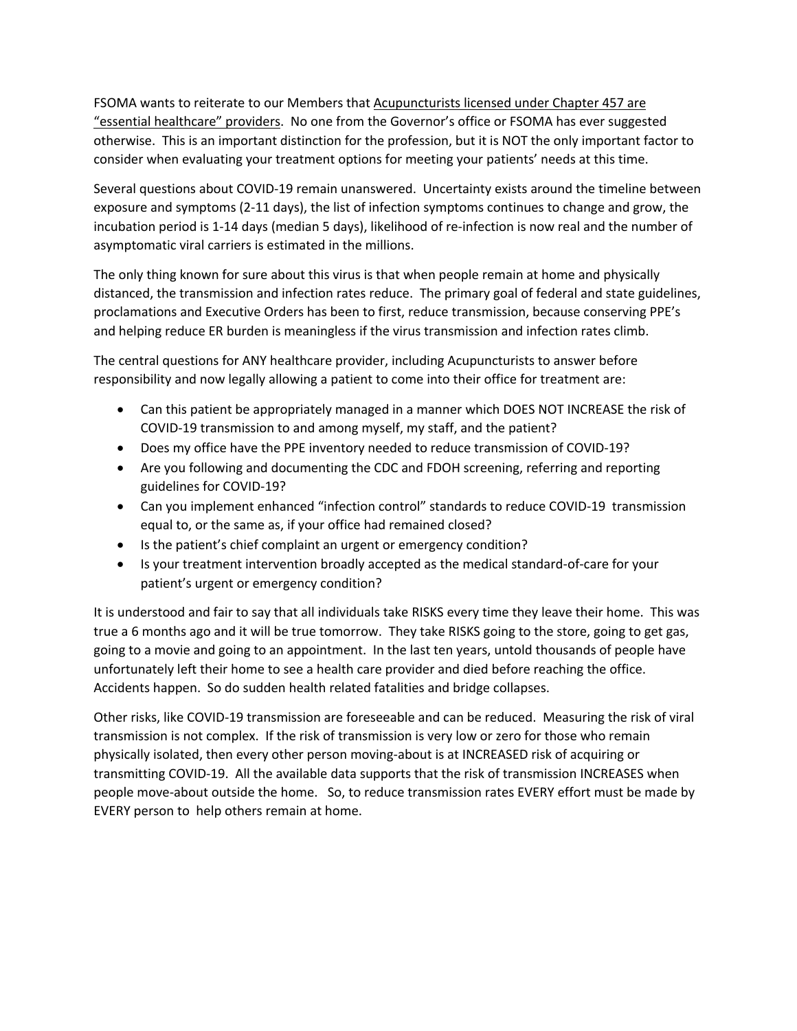FSOMA wants to reiterate to our Members that <u>Acupuncturists licensed under Chapter 457 are "essential healthcare" providers</u>. No one from the Governor's office or FSOMA has ever suggested otherwise. This is an important distinction for the profession, but it is NOT the only important factor to consider when evaluating your treatment options for meeting your patients' needs at this time.

Several questions about COVID-19 remain unanswered. Uncertainty exists around the timeline between exposure and symptoms (2-11 days), the list of infection symptoms continues to change and grow, the incubation period is 1-14 days (median 5 days), likelihood of re-infection is now real and the number of asymptomatic viral carriers is estimated in the millions.

The only thing known for sure about this virus is that when people remain at home and physically distanced, the transmission and infection rates reduce. The primary goal of federal and state guidelines, proclamations and Executive Orders has been to first, reduce transmission, because conserving PPE's and helping reduce ER burden is meaningless if the virus transmission and infection rates climb.

The central questions for ANY healthcare provider, including Acupuncturists to answer before responsibility and now legally allowing a patient to come into their office for treatment are:

- Can this patient be appropriately managed in a manner which DOES NOT INCREASE the risk of COVID-19 transmission to and among myself, my staff, and the patient?
- Does my office have the PPE inventory needed to reduce transmission of COVID-19?
- Are you following and documenting the CDC and FDOH screening, referring and reporting guidelines for COVID-19?
- Can you implement enhanced "infection control" standards to reduce COVID-19 transmission equal to, or the same as, if your office had remained closed?
- Is the patient's chief complaint an urgent or emergency condition?
- Is your treatment intervention broadly accepted as the medical standard-of-care for your patient's urgent or emergency condition?

It is understood and fair to say that all individuals take RISKS every time they leave their home. This was true a 6 months ago and it will be true tomorrow. They take RISKS going to the store, going to get gas, going to a movie and going to an appointment. In the last ten years, untold thousands of people have unfortunately left their home to see a health care provider and died before reaching the office. Accidents happen. So do sudden health related fatalities and bridge collapses.

Other risks, like COVID-19 transmission are foreseeable and can be reduced. Measuring the risk of viral transmission is not complex. If the risk of transmission is very low or zero for those who remain physically isolated, then every other person moving-about is at INCREASED risk of acquiring or transmitting COVID-19. All the available data supports that the risk of transmission INCREASES when people move-about outside the home. So, to reduce transmission rates EVERY effort must be made by EVERY person to help others remain at home.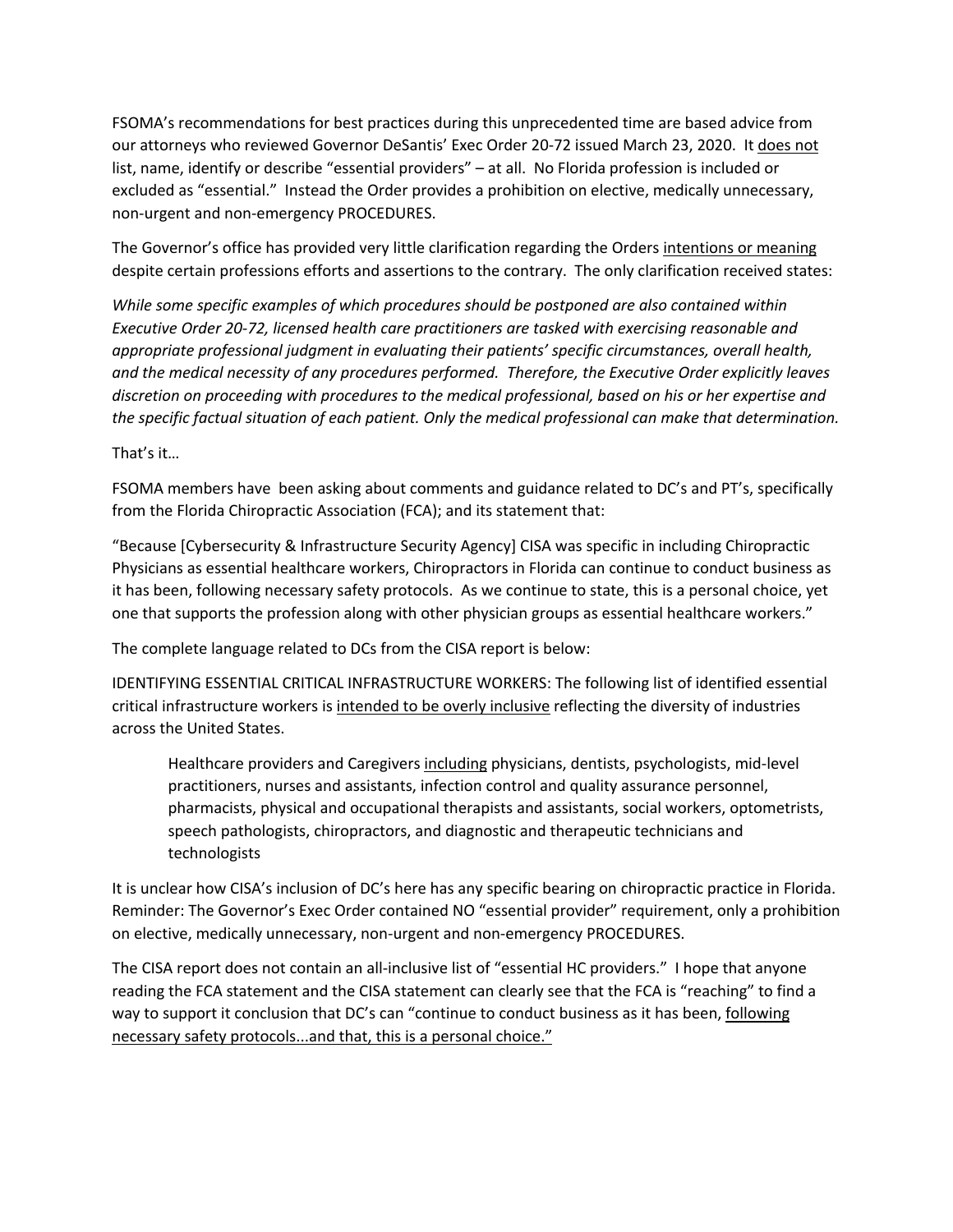FSOMA's recommendations for best practices during this unprecedented time are based advice from our attorneys who reviewed Governor DeSantis' Exec Order 20-72 issued March 23, 2020. It <u>does not</u> list, name, identify or describe "essential providers" – at all. No Florida profession is included or excluded as "essential." Instead the Order provides a prohibition on elective, medically unnecessary, non-urgent and non-emergency PROCEDURES.

The Governor's office has provided very little clarification regarding the Orders <u>intentions or meaning</u> despite certain professions efforts and assertions to the contrary. The only clarification received states:

*While some specific examples of which procedures should be postponed are also contained within Executive Order 20-72, licensed health care practitioners are tasked with exercising reasonable and appropriate professional judgment in evaluating their patients' specific circumstances, overall health, and the medical necessity of any procedures performed. Therefore, the Executive Order explicitly leaves discretion on proceeding with procedures to the medical professional, based on his or her expertise and the specific factual situation of each patient. Only the medical professional can make that determination.*

That's it…

FSOMA members have been asking about comments and guidance related to DC's and PT's, specifically from the Florida Chiropractic Association (FCA); and its statement that:

"Because [Cybersecurity & Infrastructure Security Agency] CISA was specific in including Chiropractic Physicians as essential healthcare workers, Chiropractors in Florida can continue to conduct business as it has been, following necessary safety protocols. As we continue to state, this is a personal choice, yet one that supports the profession along with other physician groups as essential healthcare workers."

The complete language related to DCs from the CISA report is below:

IDENTIFYING ESSENTIAL CRITICAL INFRASTRUCTURE WORKERS: The following list of identified essential critical infrastructure workers is <u>intended to be overly inclusive</u> reflecting the diversity of industries across the United States.

> Healthcare providers and Caregivers <u>including</u> physicians, dentists, psychologists, mid-level practitioners, nurses and assistants, infection control and quality assurance personnel, pharmacists, physical and occupational therapists and assistants, social workers, optometrists, speech pathologists, chiropractors, and diagnostic and therapeutic technicians and technologists

It is unclear how CISA's inclusion of DC's here has any specific bearing on chiropractic practice in Florida. Reminder: The Governor's Exec Order contained NO "essential provider" requirement, only a prohibition on elective, medically unnecessary, non-urgent and non-emergency PROCEDURES.

The CISA report does not contain an all-inclusive list of "essential HC providers." I hope that anyone reading the FCA statement and the CISA statement can clearly see that the FCA is "reaching" to find a way to support it conclusion that DC's can "continue to conduct business as it has been, <u>following necessary safety protocols...and that, this is a personal choice."</u>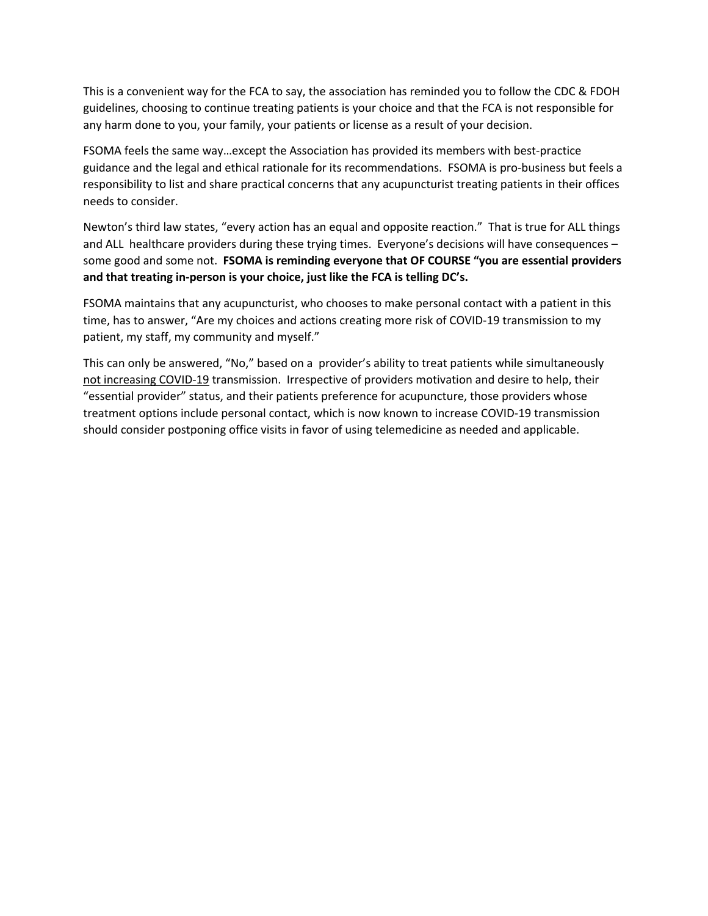This is a convenient way for the FCA to say, the association has reminded you to follow the CDC & FDOH guidelines, choosing to continue treating patients is your choice and that the FCA is not responsible for any harm done to you, your family, your patients or license as a result of your decision.

FSOMA feels the same way…except the Association has provided its members with best-practice guidance and the legal and ethical rationale for its recommendations. FSOMA is pro-business but feels a responsibility to list and share practical concerns that any acupuncturist treating patients in their offices needs to consider.

Newton's third law states, "every action has an equal and opposite reaction." That is true for ALL things and ALL healthcare providers during these trying times. Everyone's decisions will have consequences – some good and some not. **FSOMA is reminding everyone that OF COURSE "you are essential providers and that treating in-person is your choice, just like the FCA is telling DC's.**

FSOMA maintains that any acupuncturist, who chooses to make personal contact with a patient in this time, has to answer, "Are my choices and actions creating more risk of COVID-19 transmission to my patient, my staff, my community and myself."

This can only be answered, "No," based on a provider's ability to treat patients while simultaneously <u>not increasing COVID-19</u> transmission. Irrespective of providers motivation and desire to help, their "essential provider" status, and their patients preference for acupuncture, those providers whose treatment options include personal contact, which is now known to increase COVID-19 transmission should consider postponing office visits in favor of using telemedicine as needed and applicable.